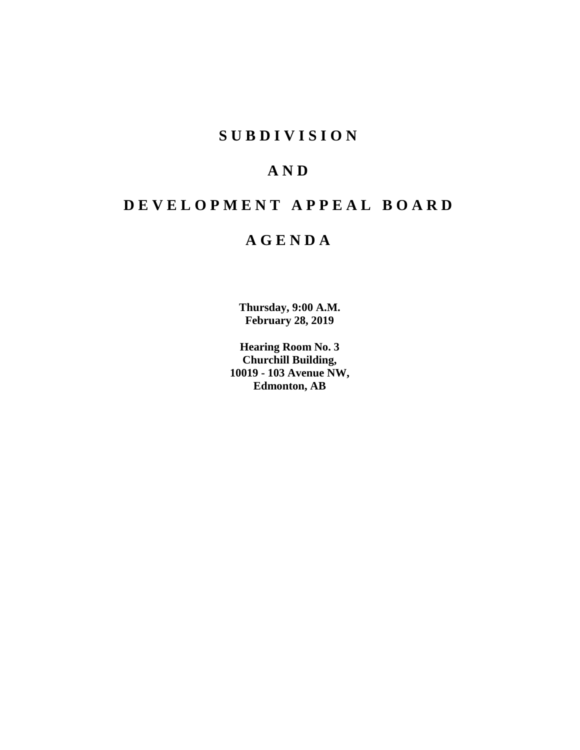# S U B D I V I S I O N

# A N D

# D E V E L O P M E N T   A P P E A L   B O A R D

# A G E N D A

**Thursday, 9:00 A.M.**
**February 28, 2019**

**Hearing Room No. 3**
**Churchill Building,**
**10019 - 103 Avenue NW,**
**Edmonton, AB**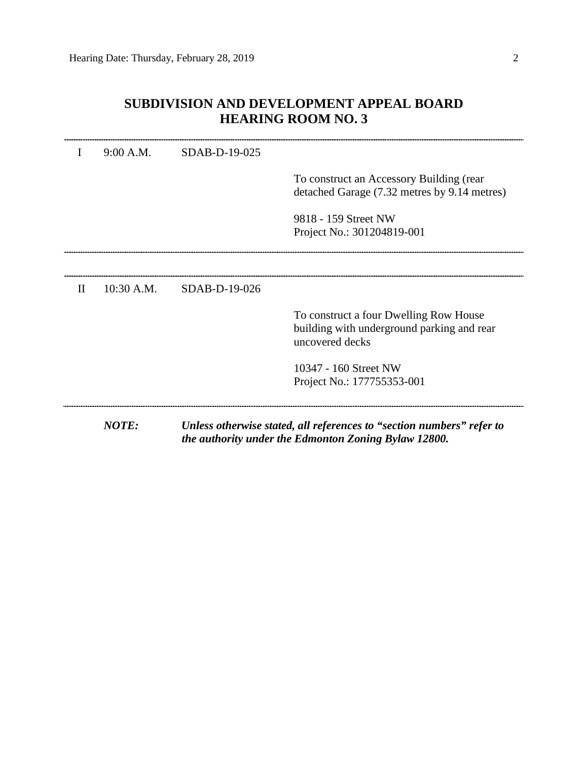## SUBDIVISION AND DEVELOPMENT APPEAL BOARD
## HEARING ROOM NO. 3

---

I 9:00 A.M. SDAB-D-19-025

To construct an Accessory Building (rear detached Garage (7.32 metres by 9.14 metres)

9818 - 159 Street NW
Project No.: 301204819-001

---

---

II 10:30 A.M. SDAB-D-19-026

To construct a four Dwelling Row House building with underground parking and rear uncovered decks

10347 - 160 Street NW
Project No.: 177755353-001

---

***NOTE:*** ***Unless otherwise stated, all references to "section numbers" refer to the authority under the Edmonton Zoning Bylaw 12800.***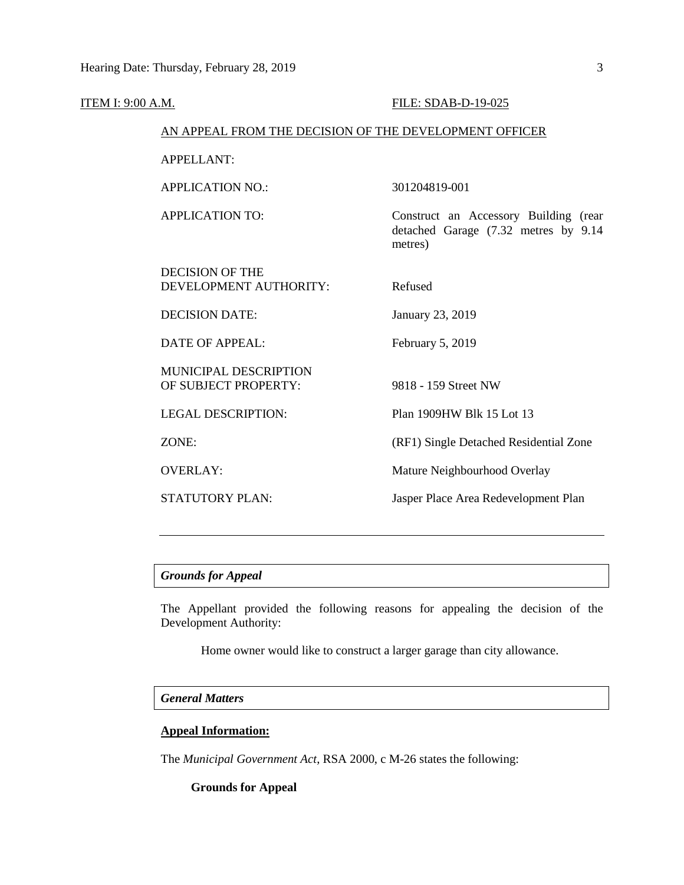ITEM I: 9:00 A.M. FILE: SDAB-D-19-025

AN APPEAL FROM THE DECISION OF THE DEVELOPMENT OFFICER

| | |
|---|---|
| APPELLANT: | |
| APPLICATION NO.: | 301204819-001 |
| APPLICATION TO: | Construct an Accessory Building (rear detached Garage (7.32 metres by 9.14 metres) |
| DECISION OF THE DEVELOPMENT AUTHORITY: | Refused |
| DECISION DATE: | January 23, 2019 |
| DATE OF APPEAL: | February 5, 2019 |
| MUNICIPAL DESCRIPTION OF SUBJECT PROPERTY: | 9818 - 159 Street NW |
| LEGAL DESCRIPTION: | Plan 1909HW Blk 15 Lot 13 |
| ZONE: | (RF1) Single Detached Residential Zone |
| OVERLAY: | Mature Neighbourhood Overlay |
| STATUTORY PLAN: | Jasper Place Area Redevelopment Plan |

---

## *Grounds for Appeal*

The Appellant provided the following reasons for appealing the decision of the Development Authority:

> Home owner would like to construct a larger garage than city allowance.

## *General Matters*

**Appeal Information:**

The *Municipal Government Act*, RSA 2000, c M-26 states the following:

**Grounds for Appeal**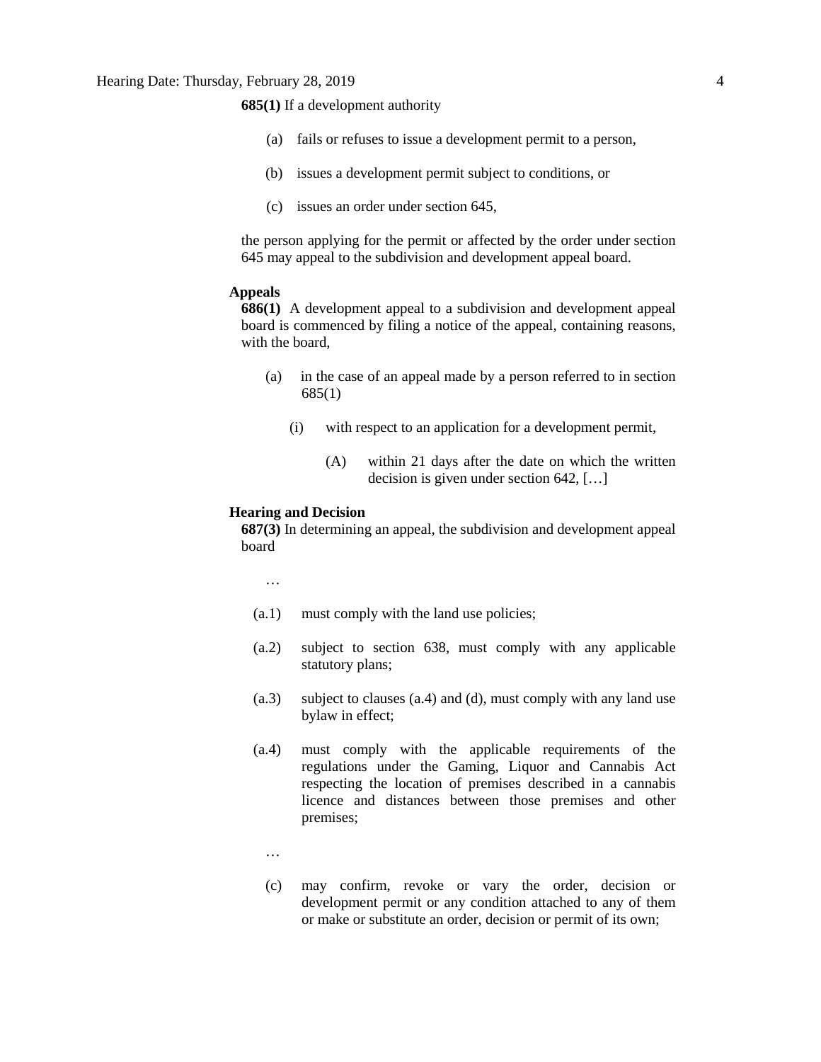**685(1)** If a development authority

(a) fails or refuses to issue a development permit to a person,

(b) issues a development permit subject to conditions, or

(c) issues an order under section 645,

the person applying for the permit or affected by the order under section 645 may appeal to the subdivision and development appeal board.

**Appeals**

**686(1)** A development appeal to a subdivision and development appeal board is commenced by filing a notice of the appeal, containing reasons, with the board,

(a) in the case of an appeal made by a person referred to in section 685(1)

(i) with respect to an application for a development permit,

(A) within 21 days after the date on which the written decision is given under section 642, […]

**Hearing and Decision**

**687(3)** In determining an appeal, the subdivision and development appeal board

…

(a.1) must comply with the land use policies;

(a.2) subject to section 638, must comply with any applicable statutory plans;

(a.3) subject to clauses (a.4) and (d), must comply with any land use bylaw in effect;

(a.4) must comply with the applicable requirements of the regulations under the Gaming, Liquor and Cannabis Act respecting the location of premises described in a cannabis licence and distances between those premises and other premises;

…

(c) may confirm, revoke or vary the order, decision or development permit or any condition attached to any of them or make or substitute an order, decision or permit of its own;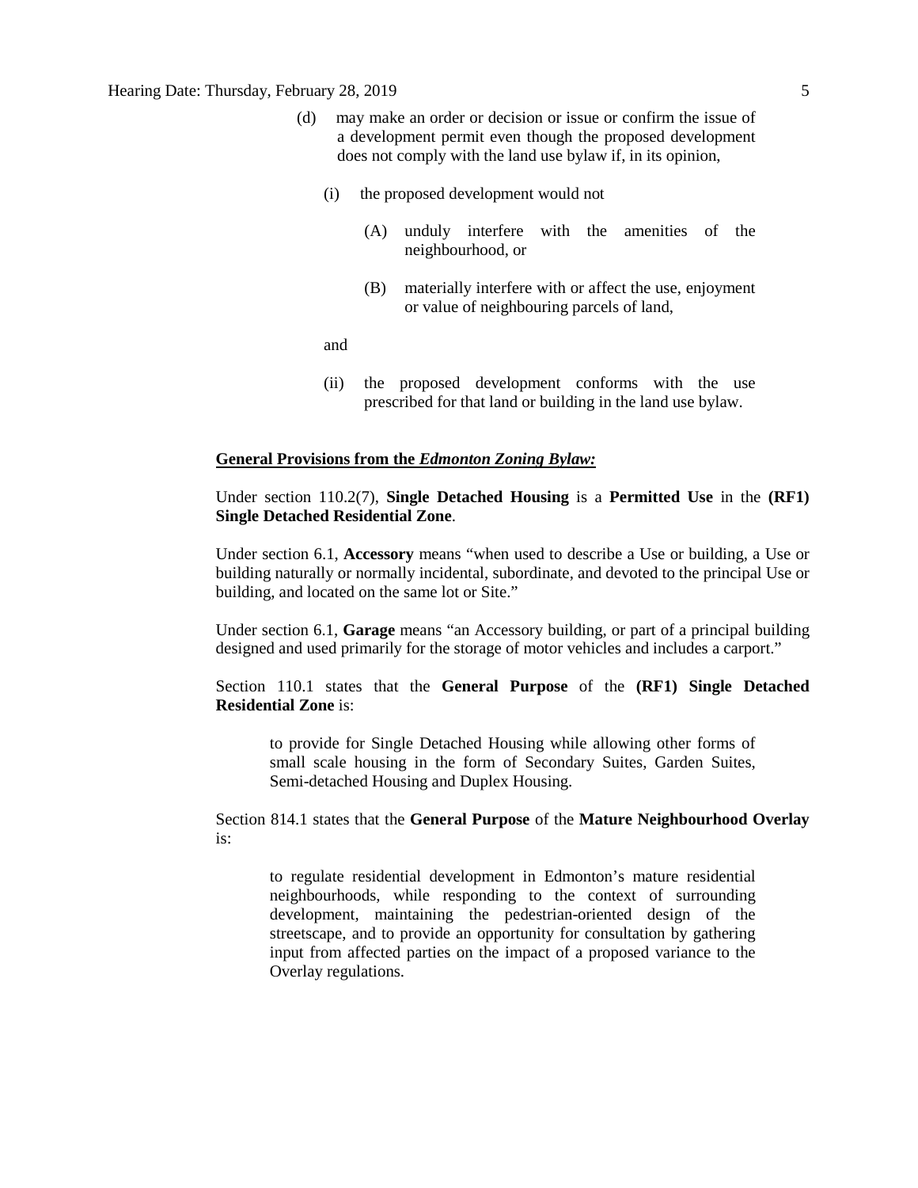(d) may make an order or decision or issue or confirm the issue of a development permit even though the proposed development does not comply with the land use bylaw if, in its opinion,

(i) the proposed development would not

(A) unduly interfere with the amenities of the neighbourhood, or

(B) materially interfere with or affect the use, enjoyment or value of neighbouring parcels of land,

and

(ii) the proposed development conforms with the use prescribed for that land or building in the land use bylaw.

**General Provisions from the *Edmonton Zoning Bylaw:***

Under section 110.2(7), **Single Detached Housing** is a **Permitted Use** in the **(RF1) Single Detached Residential Zone**.

Under section 6.1, **Accessory** means "when used to describe a Use or building, a Use or building naturally or normally incidental, subordinate, and devoted to the principal Use or building, and located on the same lot or Site."

Under section 6.1, **Garage** means "an Accessory building, or part of a principal building designed and used primarily for the storage of motor vehicles and includes a carport."

Section 110.1 states that the **General Purpose** of the **(RF1) Single Detached Residential Zone** is:

> to provide for Single Detached Housing while allowing other forms of small scale housing in the form of Secondary Suites, Garden Suites, Semi-detached Housing and Duplex Housing.

Section 814.1 states that the **General Purpose** of the **Mature Neighbourhood Overlay** is:

> to regulate residential development in Edmonton's mature residential neighbourhoods, while responding to the context of surrounding development, maintaining the pedestrian-oriented design of the streetscape, and to provide an opportunity for consultation by gathering input from affected parties on the impact of a proposed variance to the Overlay regulations.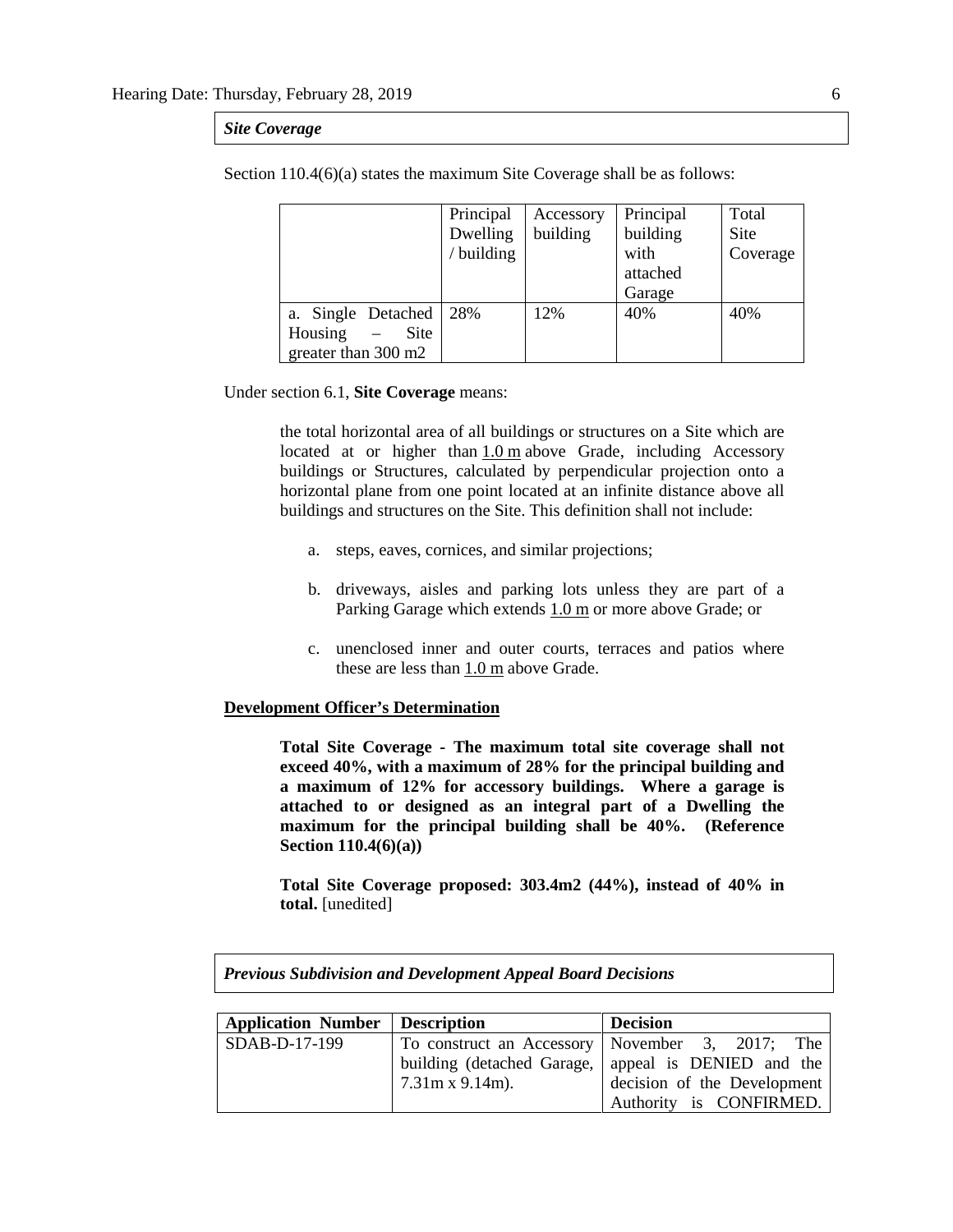***Site Coverage***

Section 110.4(6)(a) states the maximum Site Coverage shall be as follows:

| | Principal Dwelling / building | Accessory building | Principal building with attached Garage | Total Site Coverage |
|---|---|---|---|---|
| a. Single Detached Housing – Site greater than 300 m2 | 28% | 12% | 40% | 40% |

Under section 6.1, **Site Coverage** means:

> the total horizontal area of all buildings or structures on a Site which are located at or higher than 1.0 m above Grade, including Accessory buildings or Structures, calculated by perpendicular projection onto a horizontal plane from one point located at an infinite distance above all buildings and structures on the Site. This definition shall not include:
>
> a. steps, eaves, cornices, and similar projections;
>
> b. driveways, aisles and parking lots unless they are part of a Parking Garage which extends 1.0 m or more above Grade; or
>
> c. unenclosed inner and outer courts, terraces and patios where these are less than 1.0 m above Grade.

**Development Officer's Determination**

> **Total Site Coverage - The maximum total site coverage shall not exceed 40%, with a maximum of 28% for the principal building and a maximum of 12% for accessory buildings. Where a garage is attached to or designed as an integral part of a Dwelling the maximum for the principal building shall be 40%. (Reference Section 110.4(6)(a))**
>
> **Total Site Coverage proposed: 303.4m2 (44%), instead of 40% in total.** [unedited]

***Previous Subdivision and Development Appeal Board Decisions***

| Application Number | Description | Decision |
|---|---|---|
| SDAB-D-17-199 | To construct an Accessory building (detached Garage, 7.31m x 9.14m). | November 3, 2017; The appeal is DENIED and the decision of the Development Authority is CONFIRMED. |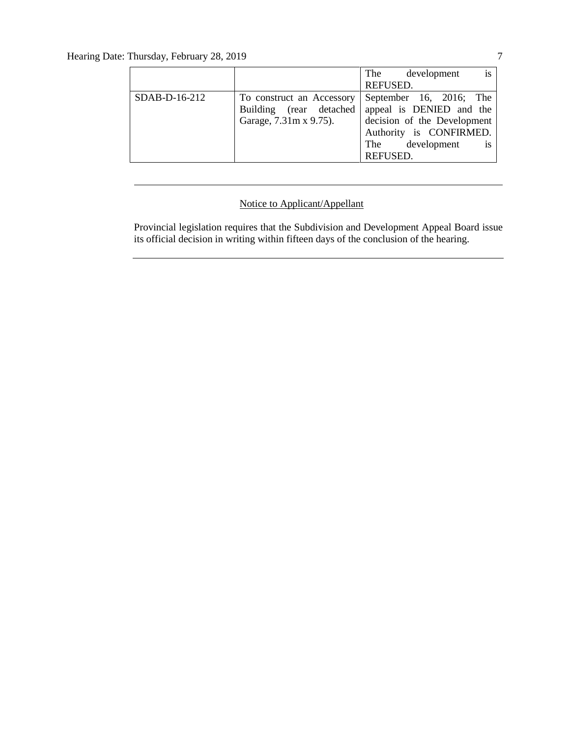| | | |
|---|---|---|
| | | The development is REFUSED. |
| SDAB-D-16-212 | To construct an Accessory Building (rear detached Garage, 7.31m x 9.75). | September 16, 2016; The appeal is DENIED and the decision of the Development Authority is CONFIRMED. The development is REFUSED. |

---

<u>Notice to Applicant/Appellant</u>

Provincial legislation requires that the Subdivision and Development Appeal Board issue its official decision in writing within fifteen days of the conclusion of the hearing.

---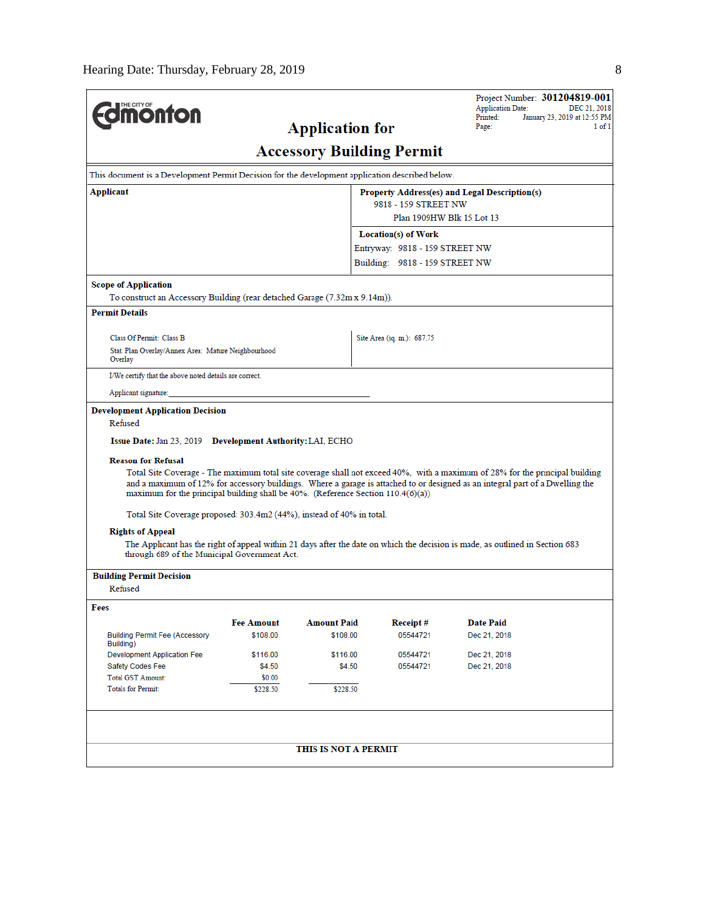Project Number: **301204819-001**
Application Date: DEC 21, 2018
Printed: January 23, 2019 at 12:55 PM
Page: 1 of 1

THE CITY OF Edmonton

# Application for Accessory Building Permit

This document is a Development Permit Decision for the development application described below.

**Applicant**

**Property Address(es) and Legal Description(s)**
9818 - 159 STREET NW
Plan 1909HW Blk 15 Lot 13

**Location(s) of Work**
Entryway: 9818 - 159 STREET NW
Building: 9818 - 159 STREET NW

**Scope of Application**
To construct an Accessory Building (rear detached Garage (7.32m x 9.14m)).

**Permit Details**

Class Of Permit: Class B
Stat. Plan Overlay/Annex Area: Mature Neighbourhood Overlay

Site Area (sq. m.): 687.75

I/We certify that the above noted details are correct.

Applicant signature:_______________________________________

**Development Application Decision**
Refused

**Issue Date:** Jan 23, 2019 **Development Authority:** LAI, ECHO

**Reason for Refusal**

Total Site Coverage - The maximum total site coverage shall not exceed 40%, with a maximum of 28% for the principal building and a maximum of 12% for accessory buildings. Where a garage is attached to or designed as an integral part of a Dwelling the maximum for the principal building shall be 40%. (Reference Section 110.4(6)(a))

Total Site Coverage proposed: 303.4m2 (44%), instead of 40% in total.

**Rights of Appeal**

The Applicant has the right of appeal within 21 days after the date on which the decision is made, as outlined in Section 683 through 689 of the Municipal Government Act.

**Building Permit Decision**
Refused

**Fees**

| | Fee Amount | Amount Paid | Receipt # | Date Paid |
|---|---|---|---|---|
| Building Permit Fee (Accessory Building) | $108.00 | $108.00 | 05544721 | Dec 21, 2018 |
| Development Application Fee | $116.00 | $116.00 | 05544721 | Dec 21, 2018 |
| Safety Codes Fee | $4.50 | $4.50 | 05544721 | Dec 21, 2018 |
| Total GST Amount: | $0.00 | | | |
| Totals for Permit: | $228.50 | $228.50 | | |

**THIS IS NOT A PERMIT**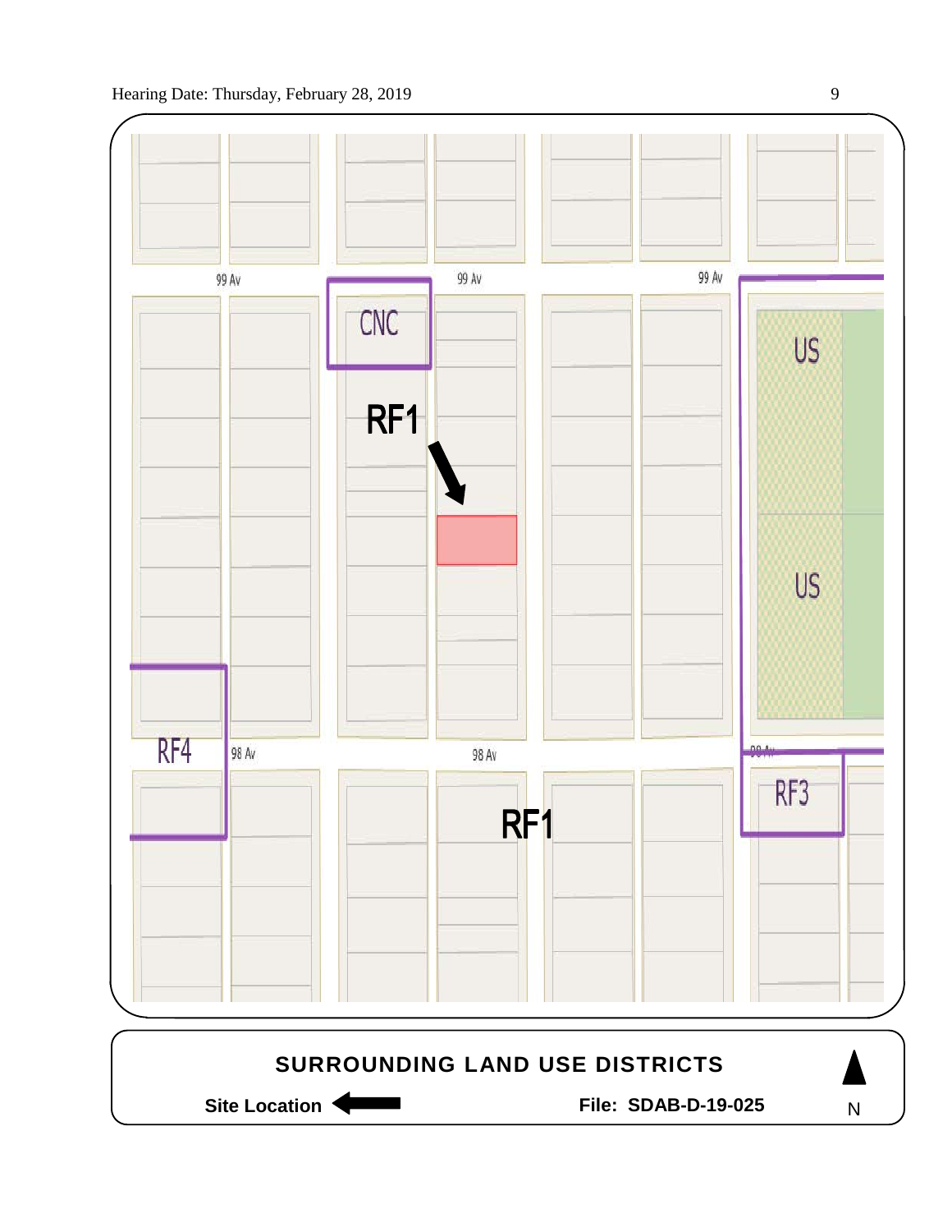99 Av

99 Av

99 Av

CNC

US

RF1

US

RF4

98 Av

98 Av

98 Av

RF3

RF1

**SURROUNDING LAND USE DISTRICTS**

**Site Location** ⟵

**File: SDAB-D-19-025**

N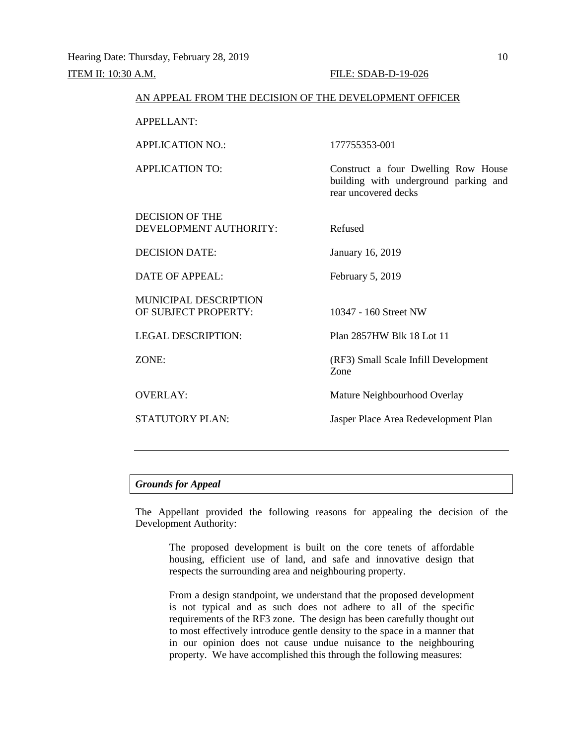ITEM II: 10:30 A.M. FILE: SDAB-D-19-026

AN APPEAL FROM THE DECISION OF THE DEVELOPMENT OFFICER

| | |
|---|---|
| APPELLANT: | |
| APPLICATION NO.: | 177755353-001 |
| APPLICATION TO: | Construct a four Dwelling Row House building with underground parking and rear uncovered decks |
| DECISION OF THE DEVELOPMENT AUTHORITY: | Refused |
| DECISION DATE: | January 16, 2019 |
| DATE OF APPEAL: | February 5, 2019 |
| MUNICIPAL DESCRIPTION OF SUBJECT PROPERTY: | 10347 - 160 Street NW |
| LEGAL DESCRIPTION: | Plan 2857HW Blk 18 Lot 11 |
| ZONE: | (RF3) Small Scale Infill Development Zone |
| OVERLAY: | Mature Neighbourhood Overlay |
| STATUTORY PLAN: | Jasper Place Area Redevelopment Plan |

---

***Grounds for Appeal***

The Appellant provided the following reasons for appealing the decision of the Development Authority:

> The proposed development is built on the core tenets of affordable housing, efficient use of land, and safe and innovative design that respects the surrounding area and neighbouring property.
>
> From a design standpoint, we understand that the proposed development is not typical and as such does not adhere to all of the specific requirements of the RF3 zone. The design has been carefully thought out to most effectively introduce gentle density to the space in a manner that in our opinion does not cause undue nuisance to the neighbouring property. We have accomplished this through the following measures: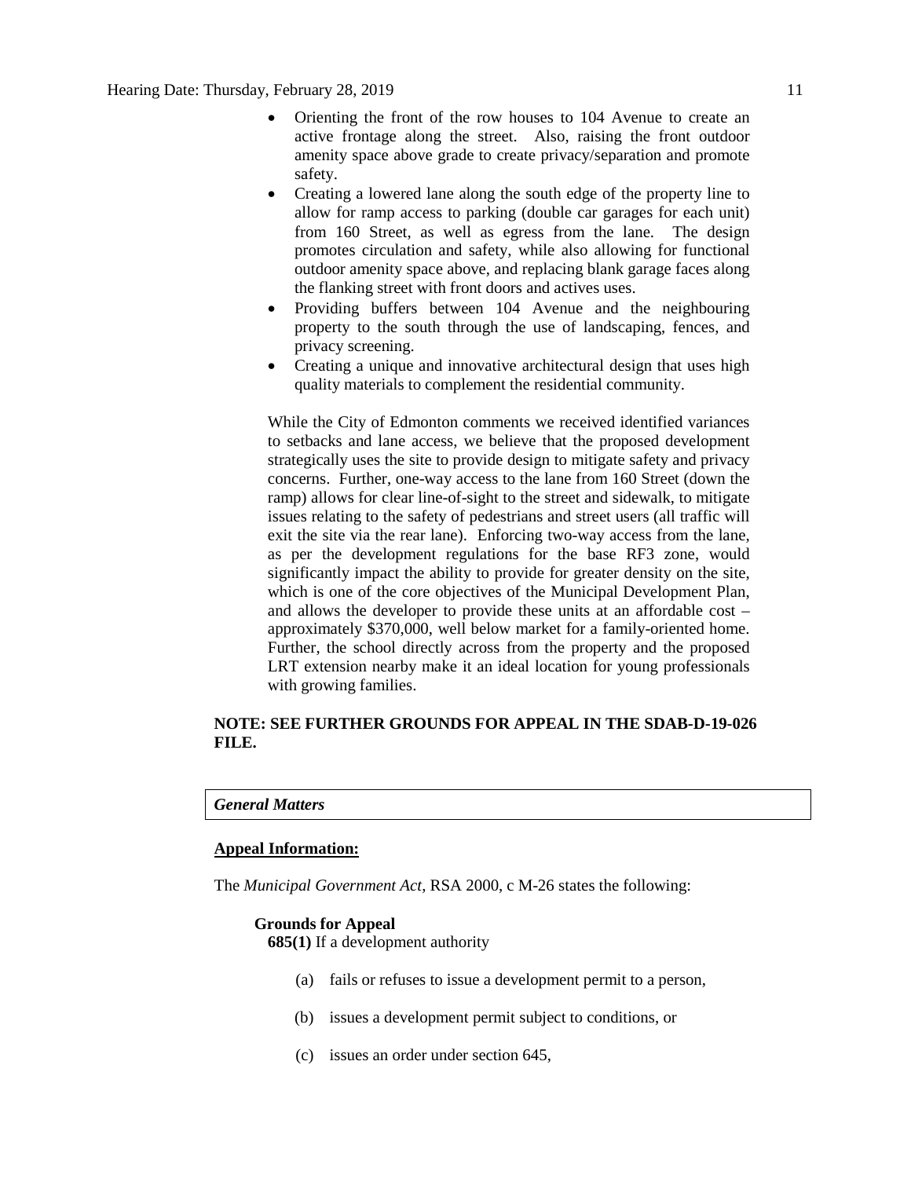- Orienting the front of the row houses to 104 Avenue to create an active frontage along the street. Also, raising the front outdoor amenity space above grade to create privacy/separation and promote safety.
- Creating a lowered lane along the south edge of the property line to allow for ramp access to parking (double car garages for each unit) from 160 Street, as well as egress from the lane. The design promotes circulation and safety, while also allowing for functional outdoor amenity space above, and replacing blank garage faces along the flanking street with front doors and actives uses.
- Providing buffers between 104 Avenue and the neighbouring property to the south through the use of landscaping, fences, and privacy screening.
- Creating a unique and innovative architectural design that uses high quality materials to complement the residential community.

While the City of Edmonton comments we received identified variances to setbacks and lane access, we believe that the proposed development strategically uses the site to provide design to mitigate safety and privacy concerns. Further, one-way access to the lane from 160 Street (down the ramp) allows for clear line-of-sight to the street and sidewalk, to mitigate issues relating to the safety of pedestrians and street users (all traffic will exit the site via the rear lane). Enforcing two-way access from the lane, as per the development regulations for the base RF3 zone, would significantly impact the ability to provide for greater density on the site, which is one of the core objectives of the Municipal Development Plan, and allows the developer to provide these units at an affordable cost – approximately $370,000, well below market for a family-oriented home. Further, the school directly across from the property and the proposed LRT extension nearby make it an ideal location for young professionals with growing families.

**NOTE: SEE FURTHER GROUNDS FOR APPEAL IN THE SDAB-D-19-026 FILE.**

***General Matters***

**Appeal Information:**

The *Municipal Government Act*, RSA 2000, c M-26 states the following:

**Grounds for Appeal**

**685(1)** If a development authority

(a) fails or refuses to issue a development permit to a person,

(b) issues a development permit subject to conditions, or

(c) issues an order under section 645,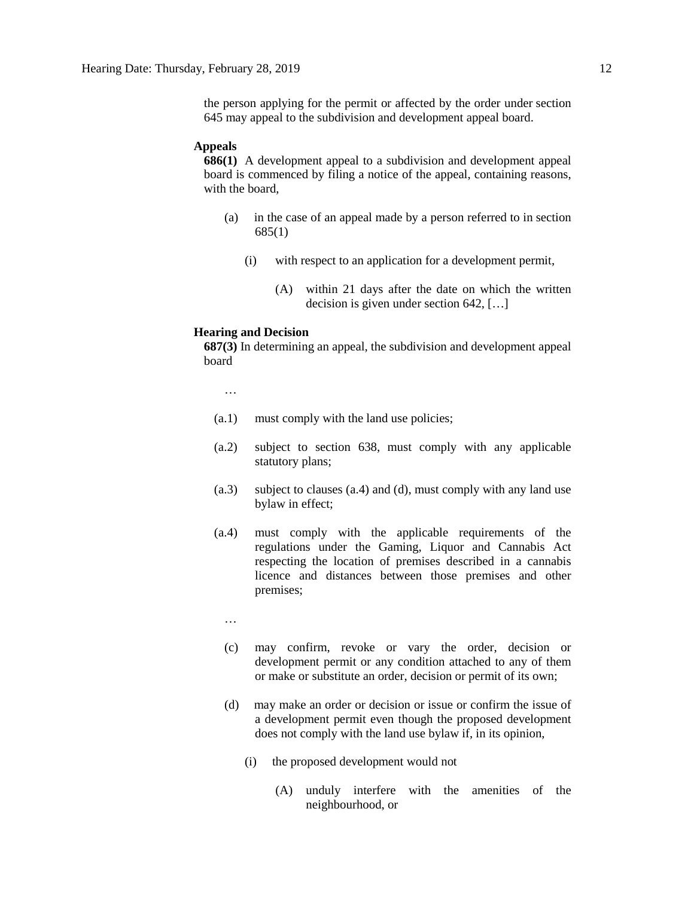the person applying for the permit or affected by the order under section 645 may appeal to the subdivision and development appeal board.

**Appeals**

**686(1)** A development appeal to a subdivision and development appeal board is commenced by filing a notice of the appeal, containing reasons, with the board,

(a) in the case of an appeal made by a person referred to in section 685(1)

(i) with respect to an application for a development permit,

(A) within 21 days after the date on which the written decision is given under section 642, […]

**Hearing and Decision**

**687(3)** In determining an appeal, the subdivision and development appeal board

…

(a.1) must comply with the land use policies;

(a.2) subject to section 638, must comply with any applicable statutory plans;

(a.3) subject to clauses (a.4) and (d), must comply with any land use bylaw in effect;

(a.4) must comply with the applicable requirements of the regulations under the Gaming, Liquor and Cannabis Act respecting the location of premises described in a cannabis licence and distances between those premises and other premises;

…

(c) may confirm, revoke or vary the order, decision or development permit or any condition attached to any of them or make or substitute an order, decision or permit of its own;

(d) may make an order or decision or issue or confirm the issue of a development permit even though the proposed development does not comply with the land use bylaw if, in its opinion,

(i) the proposed development would not

(A) unduly interfere with the amenities of the neighbourhood, or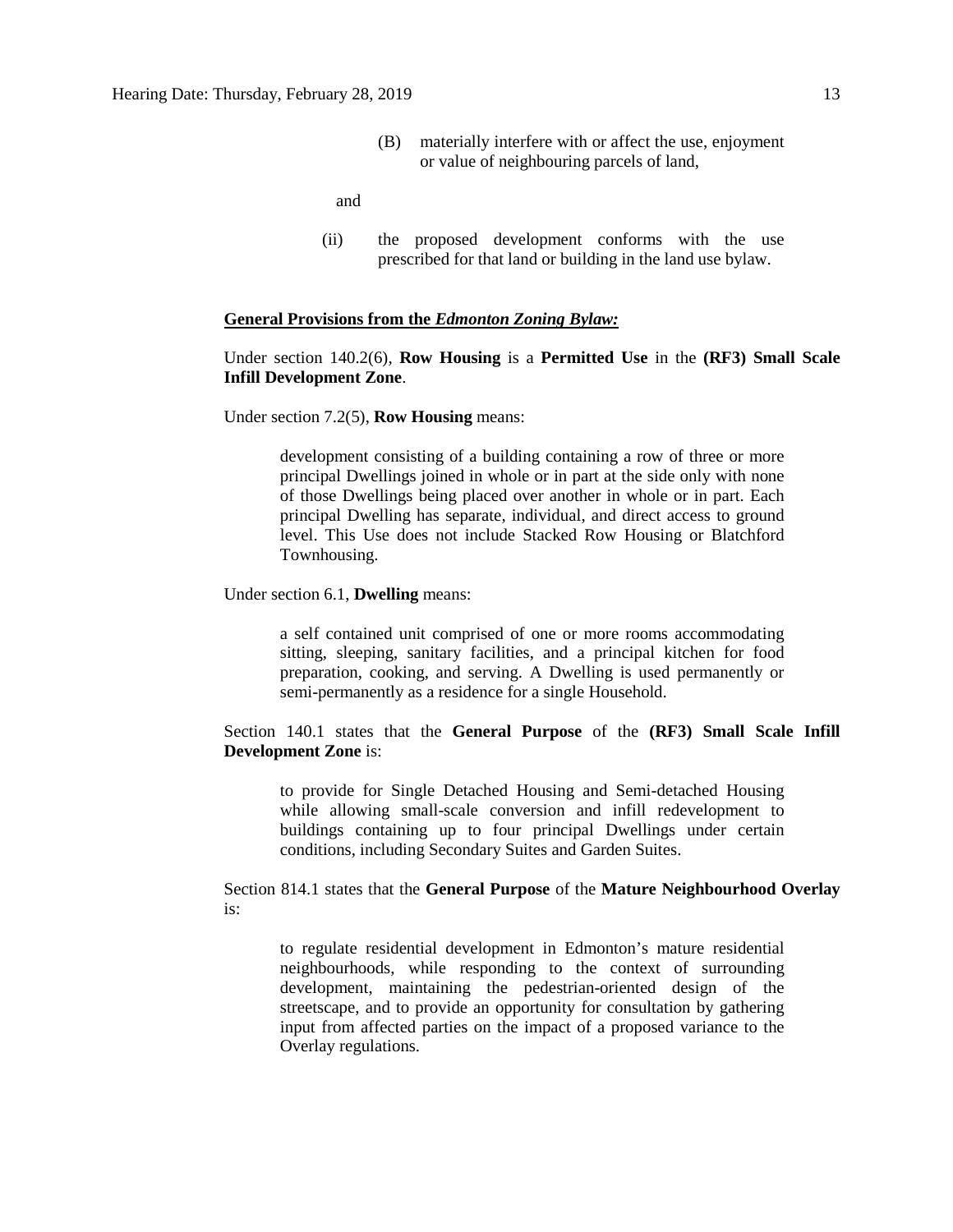(B) materially interfere with or affect the use, enjoyment or value of neighbouring parcels of land,

and

(ii) the proposed development conforms with the use prescribed for that land or building in the land use bylaw.

**General Provisions from the *Edmonton Zoning Bylaw:***

Under section 140.2(6), **Row Housing** is a **Permitted Use** in the **(RF3) Small Scale Infill Development Zone**.

Under section 7.2(5), **Row Housing** means:

> development consisting of a building containing a row of three or more principal Dwellings joined in whole or in part at the side only with none of those Dwellings being placed over another in whole or in part. Each principal Dwelling has separate, individual, and direct access to ground level. This Use does not include Stacked Row Housing or Blatchford Townhousing.

Under section 6.1, **Dwelling** means:

> a self contained unit comprised of one or more rooms accommodating sitting, sleeping, sanitary facilities, and a principal kitchen for food preparation, cooking, and serving. A Dwelling is used permanently or semi-permanently as a residence for a single Household.

Section 140.1 states that the **General Purpose** of the **(RF3) Small Scale Infill Development Zone** is:

> to provide for Single Detached Housing and Semi-detached Housing while allowing small-scale conversion and infill redevelopment to buildings containing up to four principal Dwellings under certain conditions, including Secondary Suites and Garden Suites.

Section 814.1 states that the **General Purpose** of the **Mature Neighbourhood Overlay** is:

> to regulate residential development in Edmonton's mature residential neighbourhoods, while responding to the context of surrounding development, maintaining the pedestrian-oriented design of the streetscape, and to provide an opportunity for consultation by gathering input from affected parties on the impact of a proposed variance to the Overlay regulations.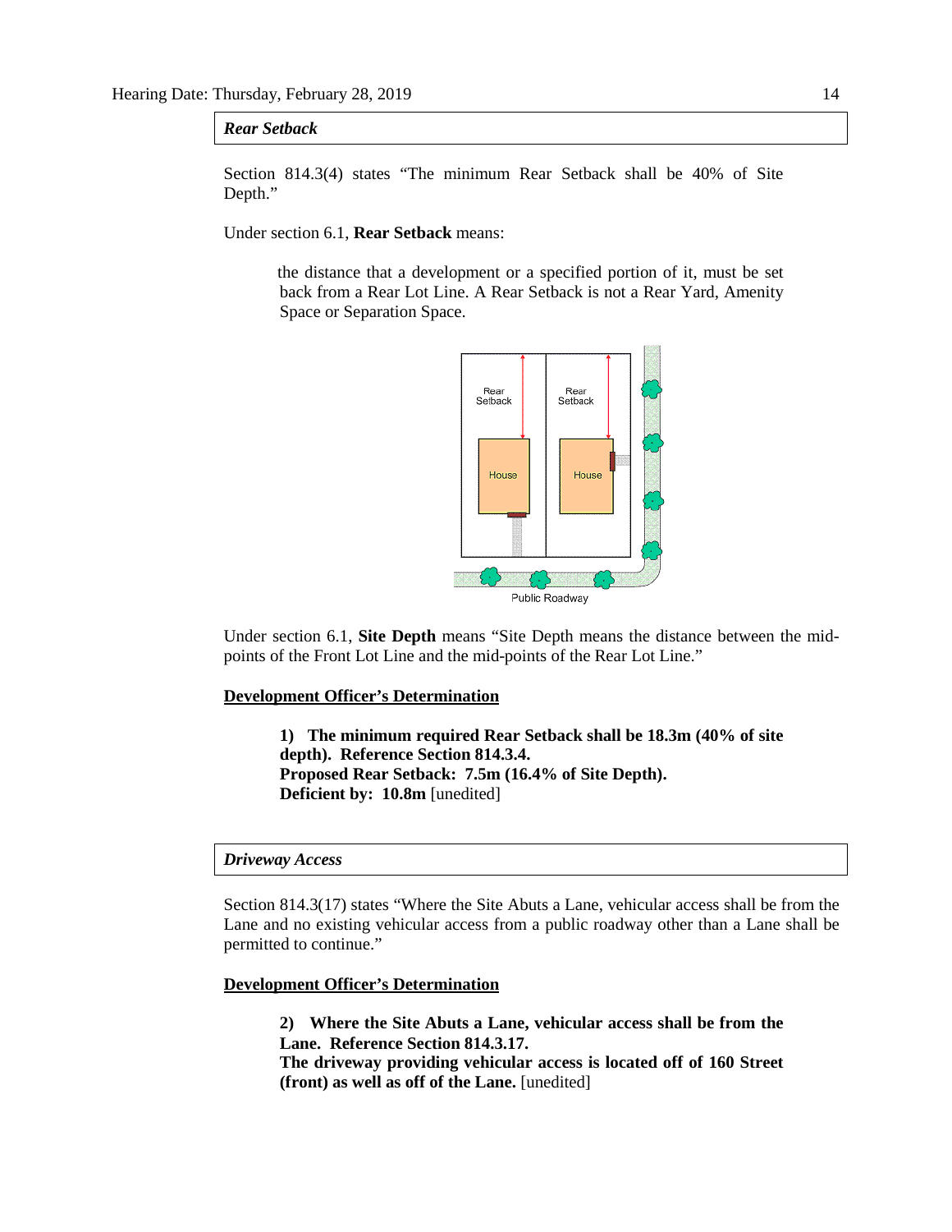***Rear Setback***

Section 814.3(4) states "The minimum Rear Setback shall be 40% of Site Depth."

Under section 6.1, **Rear Setback** means:

> the distance that a development or a specified portion of it, must be set back from a Rear Lot Line. A Rear Setback is not a Rear Yard, Amenity Space or Separation Space.

Under section 6.1, **Site Depth** means "Site Depth means the distance between the mid-points of the Front Lot Line and the mid-points of the Rear Lot Line."

**Development Officer's Determination**

> **1) The minimum required Rear Setback shall be 18.3m (40% of site depth). Reference Section 814.3.4.**
> **Proposed Rear Setback: 7.5m (16.4% of Site Depth).**
> **Deficient by: 10.8m** [unedited]

***Driveway Access***

Section 814.3(17) states "Where the Site Abuts a Lane, vehicular access shall be from the Lane and no existing vehicular access from a public roadway other than a Lane shall be permitted to continue."

**Development Officer's Determination**

> **2) Where the Site Abuts a Lane, vehicular access shall be from the Lane. Reference Section 814.3.17.**
> **The driveway providing vehicular access is located off of 160 Street (front) as well as off of the Lane.** [unedited]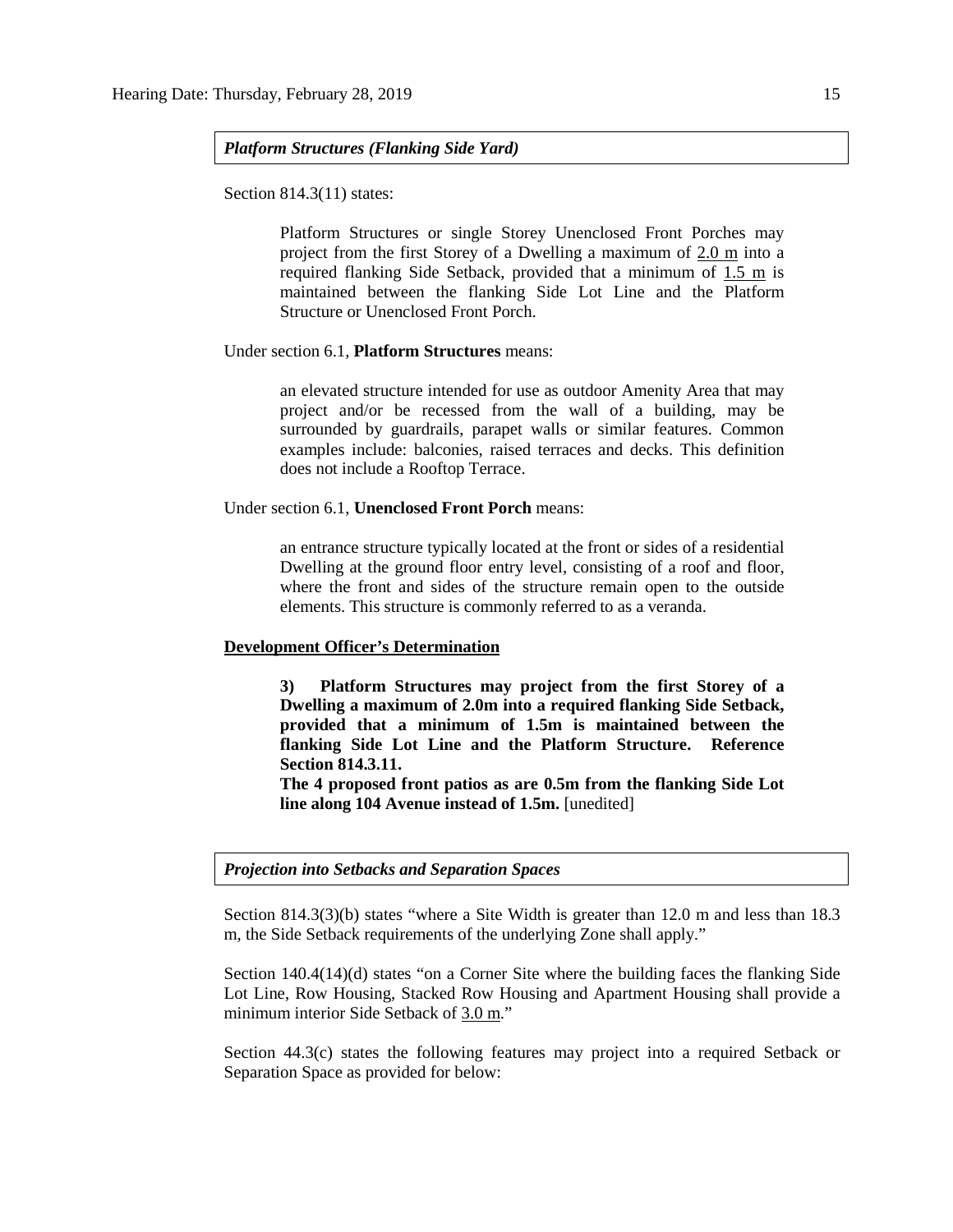***Platform Structures (Flanking Side Yard)***

Section 814.3(11) states:

> Platform Structures or single Storey Unenclosed Front Porches may project from the first Storey of a Dwelling a maximum of 2.0 m into a required flanking Side Setback, provided that a minimum of 1.5 m is maintained between the flanking Side Lot Line and the Platform Structure or Unenclosed Front Porch.

Under section 6.1, **Platform Structures** means:

> an elevated structure intended for use as outdoor Amenity Area that may project and/or be recessed from the wall of a building, may be surrounded by guardrails, parapet walls or similar features. Common examples include: balconies, raised terraces and decks. This definition does not include a Rooftop Terrace.

Under section 6.1, **Unenclosed Front Porch** means:

> an entrance structure typically located at the front or sides of a residential Dwelling at the ground floor entry level, consisting of a roof and floor, where the front and sides of the structure remain open to the outside elements. This structure is commonly referred to as a veranda.

**Development Officer's Determination**

> **3) Platform Structures may project from the first Storey of a Dwelling a maximum of 2.0m into a required flanking Side Setback, provided that a minimum of 1.5m is maintained between the flanking Side Lot Line and the Platform Structure. Reference Section 814.3.11.**
>
> **The 4 proposed front patios as are 0.5m from the flanking Side Lot line along 104 Avenue instead of 1.5m.** [unedited]

***Projection into Setbacks and Separation Spaces***

Section 814.3(3)(b) states "where a Site Width is greater than 12.0 m and less than 18.3 m, the Side Setback requirements of the underlying Zone shall apply."

Section 140.4(14)(d) states "on a Corner Site where the building faces the flanking Side Lot Line, Row Housing, Stacked Row Housing and Apartment Housing shall provide a minimum interior Side Setback of 3.0 m."

Section 44.3(c) states the following features may project into a required Setback or Separation Space as provided for below: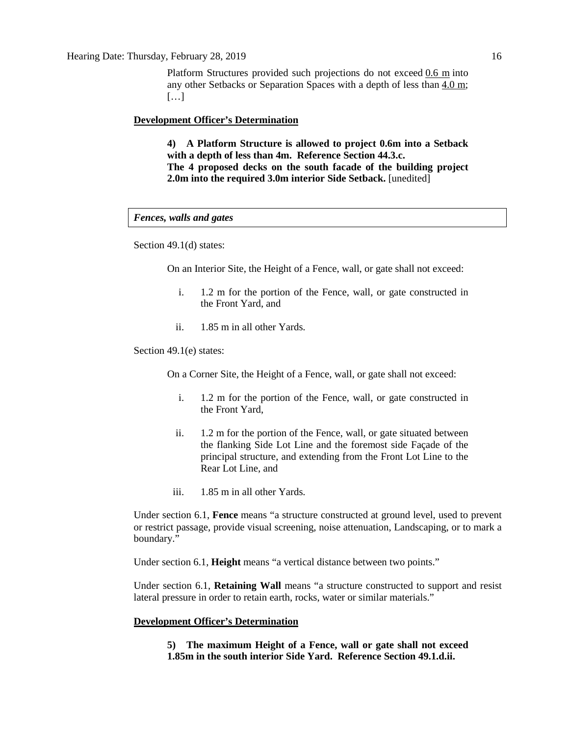Platform Structures provided such projections do not exceed 0.6 m into any other Setbacks or Separation Spaces with a depth of less than 4.0 m; […]

**Development Officer's Determination**

> **4) A Platform Structure is allowed to project 0.6m into a Setback with a depth of less than 4m. Reference Section 44.3.c.**
> **The 4 proposed decks on the south facade of the building project 2.0m into the required 3.0m interior Side Setback.** [unedited]

***Fences, walls and gates***

Section 49.1(d) states:

> On an Interior Site, the Height of a Fence, wall, or gate shall not exceed:
>
> i. 1.2 m for the portion of the Fence, wall, or gate constructed in the Front Yard, and
>
> ii. 1.85 m in all other Yards.

Section 49.1(e) states:

> On a Corner Site, the Height of a Fence, wall, or gate shall not exceed:
>
> i. 1.2 m for the portion of the Fence, wall, or gate constructed in the Front Yard,
>
> ii. 1.2 m for the portion of the Fence, wall, or gate situated between the flanking Side Lot Line and the foremost side Façade of the principal structure, and extending from the Front Lot Line to the Rear Lot Line, and
>
> iii. 1.85 m in all other Yards.

Under section 6.1, **Fence** means "a structure constructed at ground level, used to prevent or restrict passage, provide visual screening, noise attenuation, Landscaping, or to mark a boundary."

Under section 6.1, **Height** means "a vertical distance between two points."

Under section 6.1, **Retaining Wall** means "a structure constructed to support and resist lateral pressure in order to retain earth, rocks, water or similar materials."

**Development Officer's Determination**

> **5) The maximum Height of a Fence, wall or gate shall not exceed 1.85m in the south interior Side Yard. Reference Section 49.1.d.ii.**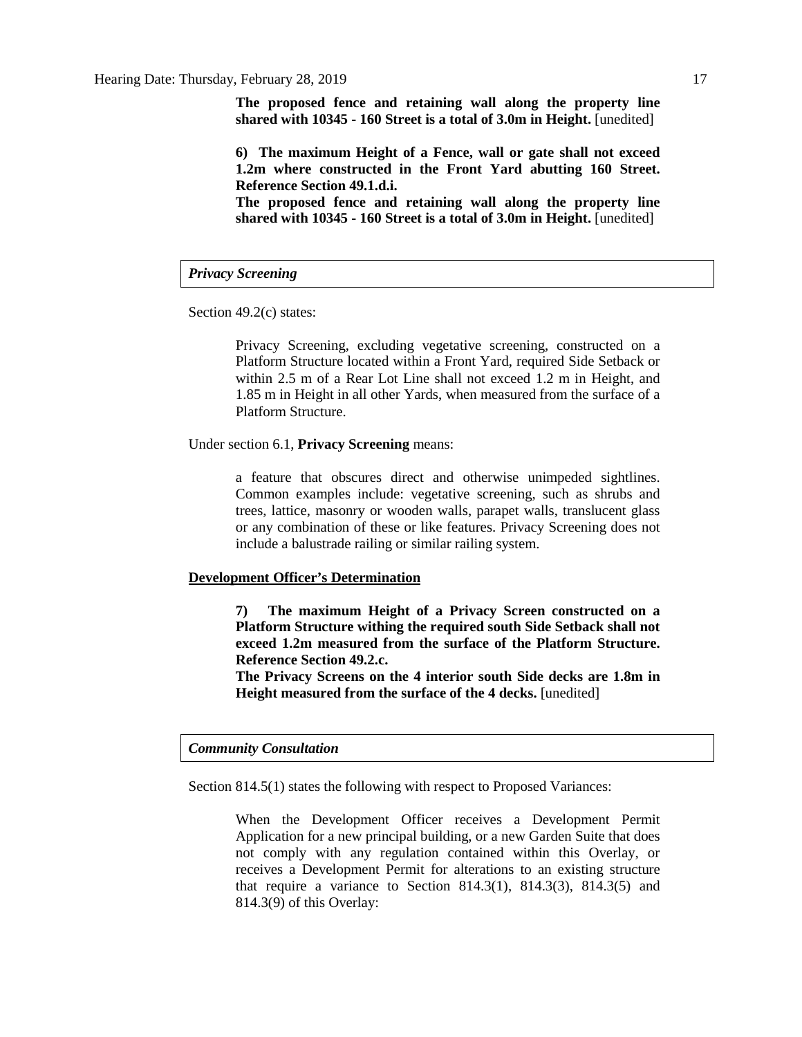**The proposed fence and retaining wall along the property line shared with 10345 - 160 Street is a total of 3.0m in Height.** [unedited]

**6) The maximum Height of a Fence, wall or gate shall not exceed 1.2m where constructed in the Front Yard abutting 160 Street. Reference Section 49.1.d.i.**
**The proposed fence and retaining wall along the property line shared with 10345 - 160 Street is a total of 3.0m in Height.** [unedited]

***Privacy Screening***

Section 49.2(c) states:

> Privacy Screening, excluding vegetative screening, constructed on a Platform Structure located within a Front Yard, required Side Setback or within 2.5 m of a Rear Lot Line shall not exceed 1.2 m in Height, and 1.85 m in Height in all other Yards, when measured from the surface of a Platform Structure.

Under section 6.1, **Privacy Screening** means:

> a feature that obscures direct and otherwise unimpeded sightlines. Common examples include: vegetative screening, such as shrubs and trees, lattice, masonry or wooden walls, parapet walls, translucent glass or any combination of these or like features. Privacy Screening does not include a balustrade railing or similar railing system.

**<u>Development Officer's Determination</u>**

**7) The maximum Height of a Privacy Screen constructed on a Platform Structure withing the required south Side Setback shall not exceed 1.2m measured from the surface of the Platform Structure. Reference Section 49.2.c.**
**The Privacy Screens on the 4 interior south Side decks are 1.8m in Height measured from the surface of the 4 decks.** [unedited]

***Community Consultation***

Section 814.5(1) states the following with respect to Proposed Variances:

> When the Development Officer receives a Development Permit Application for a new principal building, or a new Garden Suite that does not comply with any regulation contained within this Overlay, or receives a Development Permit for alterations to an existing structure that require a variance to Section 814.3(1), 814.3(3), 814.3(5) and 814.3(9) of this Overlay: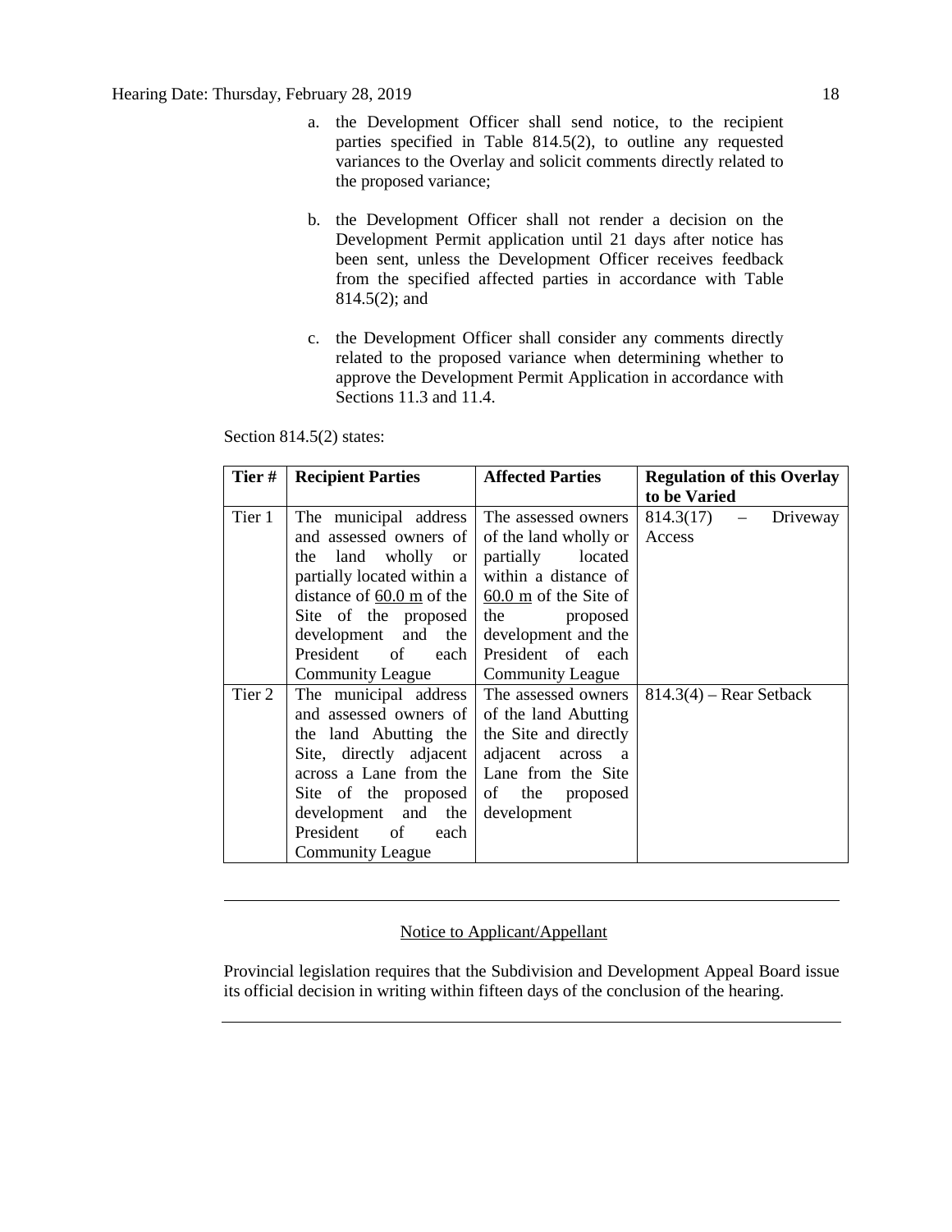a. the Development Officer shall send notice, to the recipient parties specified in Table 814.5(2), to outline any requested variances to the Overlay and solicit comments directly related to the proposed variance;

b. the Development Officer shall not render a decision on the Development Permit application until 21 days after notice has been sent, unless the Development Officer receives feedback from the specified affected parties in accordance with Table 814.5(2); and

c. the Development Officer shall consider any comments directly related to the proposed variance when determining whether to approve the Development Permit Application in accordance with Sections 11.3 and 11.4.

Section 814.5(2) states:

| Tier # | Recipient Parties | Affected Parties | Regulation of this Overlay to be Varied |
|---|---|---|---|
| Tier 1 | The municipal address and assessed owners of the land wholly or partially located within a distance of 60.0 m of the Site of the proposed development and the President of each Community League | The assessed owners of the land wholly or partially located within a distance of 60.0 m of the Site of the proposed development and the President of each Community League | 814.3(17) – Driveway Access |
| Tier 2 | The municipal address and assessed owners of the land Abutting the Site, directly adjacent across a Lane from the Site of the proposed development and the President of each Community League | The assessed owners of the land Abutting the Site and directly adjacent across a Lane from the Site of the proposed development | 814.3(4) – Rear Setback |

---

Notice to Applicant/Appellant

Provincial legislation requires that the Subdivision and Development Appeal Board issue its official decision in writing within fifteen days of the conclusion of the hearing.

---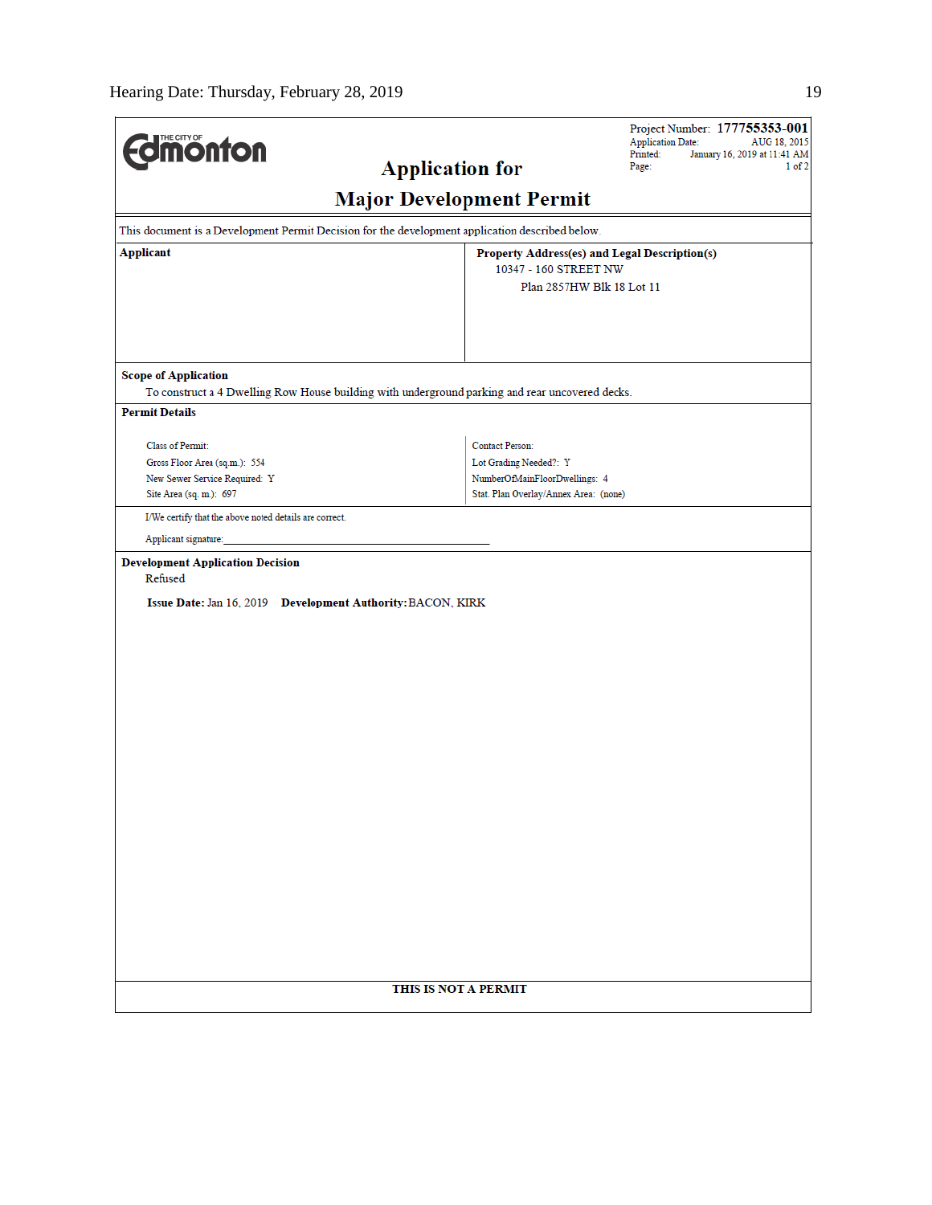THE CITY OF Edmonton

# Application for Major Development Permit

Project Number: **177755353-001**
Application Date: AUG 18, 2015
Printed: January 16, 2019 at 11:41 AM
Page: 1 of 2

This document is a Development Permit Decision for the development application described below.

| **Applicant** | **Property Address(es) and Legal Description(s)** |
|---|---|
| | 10347 - 160 STREET NW<br>Plan 2857HW Blk 18 Lot 11 |

**Scope of Application**

To construct a 4 Dwelling Row House building with underground parking and rear uncovered decks.

**Permit Details**

| | |
|---|---|
| Class of Permit: | Contact Person: |
| Gross Floor Area (sq.m.): 554 | Lot Grading Needed?: Y |
| New Sewer Service Required: Y | NumberOfMainFloorDwellings: 4 |
| Site Area (sq. m.): 697 | Stat. Plan Overlay/Annex Area: (none) |

I/We certify that the above noted details are correct.

Applicant signature:_______________________________________________

**Development Application Decision**

Refused

**Issue Date:** Jan 16, 2019 **Development Authority:** BACON, KIRK

**THIS IS NOT A PERMIT**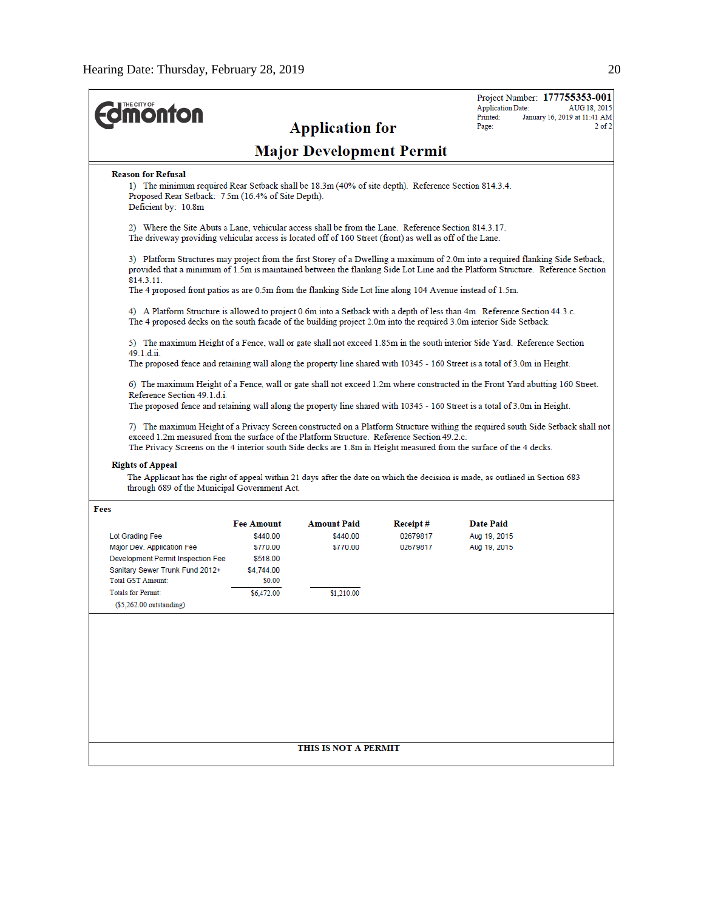Edmonton

# Application for Major Development Permit

Project Number: **177755353-001**
Application Date: AUG 18, 2015
Printed: January 16, 2019 at 11:41 AM

**Reason for Refusal**

1) The minimum required Rear Setback shall be 18.3m (40% of site depth). Reference Section 814.3.4.
Proposed Rear Setback: 7.5m (16.4% of Site Depth).
Deficient by: 10.8m

2) Where the Site Abuts a Lane, vehicular access shall be from the Lane. Reference Section 814.3.17.
The driveway providing vehicular access is located off of 160 Street (front) as well as off of the Lane.

3) Platform Structures may project from the first Storey of a Dwelling a maximum of 2.0m into a required flanking Side Setback, provided that a minimum of 1.5m is maintained between the flanking Side Lot Line and the Platform Structure. Reference Section 814.3.11.
The 4 proposed front patios as are 0.5m from the flanking Side Lot line along 104 Avenue instead of 1.5m.

4) A Platform Structure is allowed to project 0.6m into a Setback with a depth of less than 4m. Reference Section 44.3.c.
The 4 proposed decks on the south facade of the building project 2.0m into the required 3.0m interior Side Setback.

5) The maximum Height of a Fence, wall or gate shall not exceed 1.85m in the south interior Side Yard. Reference Section 49.1.d.ii.
The proposed fence and retaining wall along the property line shared with 10345 - 160 Street is a total of 3.0m in Height.

6) The maximum Height of a Fence, wall or gate shall not exceed 1.2m where constructed in the Front Yard abutting 160 Street. Reference Section 49.1.d.i.
The proposed fence and retaining wall along the property line shared with 10345 - 160 Street is a total of 3.0m in Height.

7) The maximum Height of a Privacy Screen constructed on a Platform Structure withing the required south Side Setback shall not exceed 1.2m measured from the surface of the Platform Structure. Reference Section 49.2.c.
The Privacy Screens on the 4 interior south Side decks are 1.8m in Height measured from the surface of the 4 decks.

**Rights of Appeal**

The Applicant has the right of appeal within 21 days after the date on which the decision is made, as outlined in Section 683 through 689 of the Municipal Government Act.

**Fees**

| | Fee Amount | Amount Paid | Receipt # | Date Paid |
|---|---|---|---|---|
| Lot Grading Fee | $440.00 | $440.00 | 02679817 | Aug 19, 2015 |
| Major Dev. Application Fee | $770.00 | $770.00 | 02679817 | Aug 19, 2015 |
| Development Permit Inspection Fee | $518.00 | | | |
| Sanitary Sewer Trunk Fund 2012+ | $4,744.00 | | | |
| Total GST Amount: | $0.00 | | | |
| Totals for Permit: | $6,472.00 | $1,210.00 | | |
| ($5,262.00 outstanding) | | | | |

**THIS IS NOT A PERMIT**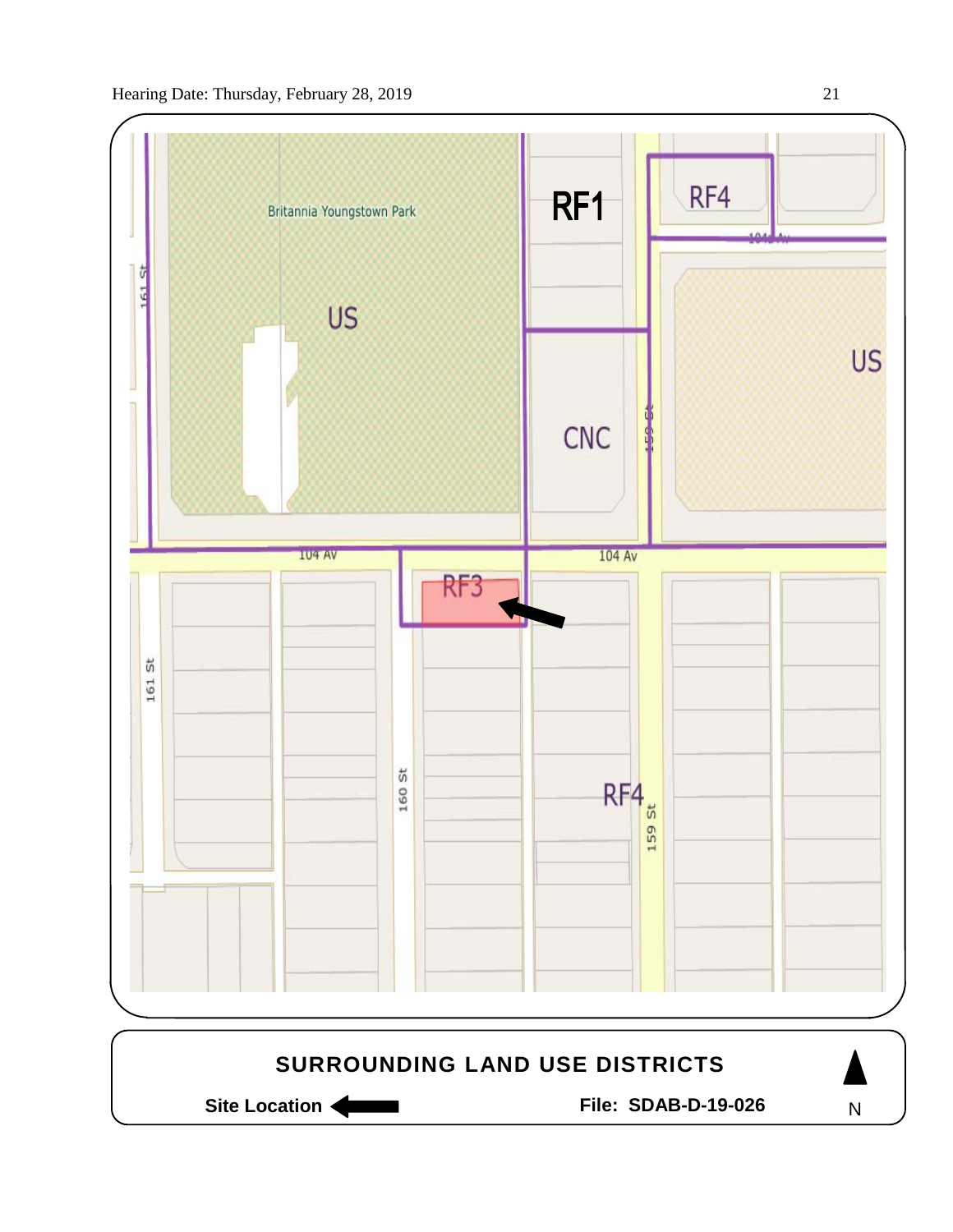Britannia Youngstown Park

US

RF1

RF4

104A Av

US

CNC

159 St

161 St

104 Av

104 Av

RF3

161 St

160 St

RF4

159 St

**SURROUNDING LAND USE DISTRICTS**

**Site Location**

**File: SDAB-D-19-026**

N